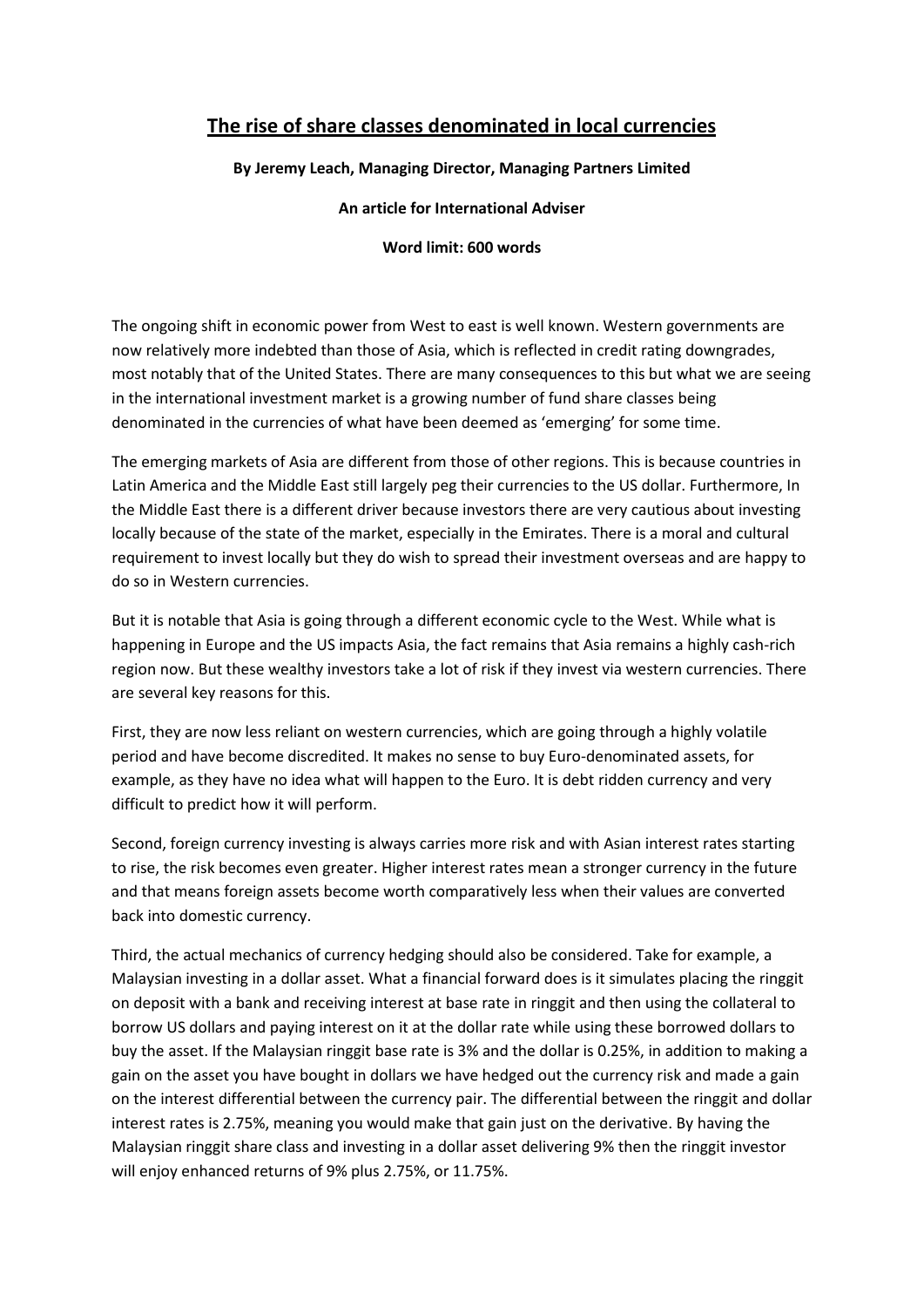# The rise of share classes denominated in local currencies

**By Jeremy Leach, Managing Director, Managing Partners Limited**

**An article for International Adviser**

**Word limit: 600 words**

The ongoing shift in economic power from West to east is well known. Western governments are now relatively more indebted than those of Asia, which is reflected in credit rating downgrades, most notably that of the United States. There are many consequences to this but what we are seeing in the international investment market is a growing number of fund share classes being denominated in the currencies of what have been deemed as 'emerging' for some time.

The emerging markets of Asia are different from those of other regions. This is because countries in Latin America and the Middle East still largely peg their currencies to the US dollar. Furthermore, In the Middle East there is a different driver because investors there are very cautious about investing locally because of the state of the market, especially in the Emirates. There is a moral and cultural requirement to invest locally but they do wish to spread their investment overseas and are happy to do so in Western currencies.

But it is notable that Asia is going through a different economic cycle to the West. While what is happening in Europe and the US impacts Asia, the fact remains that Asia remains a highly cash-rich region now. But these wealthy investors take a lot of risk if they invest via western currencies. There are several key reasons for this.

First, they are now less reliant on western currencies, which are going through a highly volatile period and have become discredited. It makes no sense to buy Euro-denominated assets, for example, as they have no idea what will happen to the Euro. It is debt ridden currency and very difficult to predict how it will perform.

Second, foreign currency investing is always carries more risk and with Asian interest rates starting to rise, the risk becomes even greater. Higher interest rates mean a stronger currency in the future and that means foreign assets become worth comparatively less when their values are converted back into domestic currency.

Third, the actual mechanics of currency hedging should also be considered. Take for example, a Malaysian investing in a dollar asset. What a financial forward does is it simulates placing the ringgit on deposit with a bank and receiving interest at base rate in ringgit and then using the collateral to borrow US dollars and paying interest on it at the dollar rate while using these borrowed dollars to buy the asset. If the Malaysian ringgit base rate is 3% and the dollar is 0.25%, in addition to making a gain on the asset you have bought in dollars we have hedged out the currency risk and made a gain on the interest differential between the currency pair. The differential between the ringgit and dollar interest rates is 2.75%, meaning you would make that gain just on the derivative. By having the Malaysian ringgit share class and investing in a dollar asset delivering 9% then the ringgit investor will enjoy enhanced returns of 9% plus 2.75%, or 11.75%.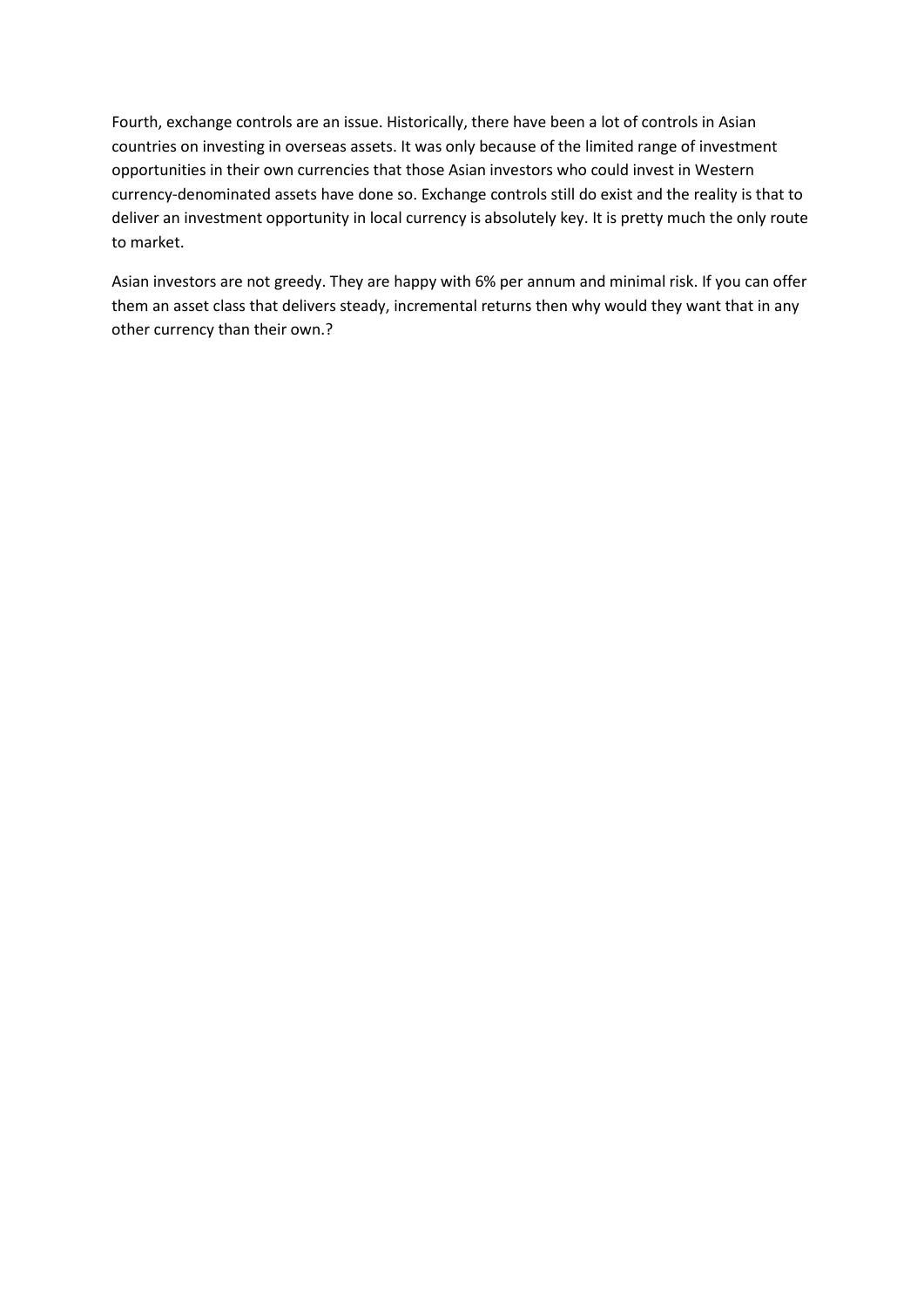Fourth, exchange controls are an issue. Historically, there have been a lot of controls in Asian countries on investing in overseas assets. It was only because of the limited range of investment opportunities in their own currencies that those Asian investors who could invest in Western currency-denominated assets have done so. Exchange controls still do exist and the reality is that to deliver an investment opportunity in local currency is absolutely key. It is pretty much the only route to market.

Asian investors are not greedy. They are happy with 6% per annum and minimal risk. If you can offer them an asset class that delivers steady, incremental returns then why would they want that in any other currency than their own.?